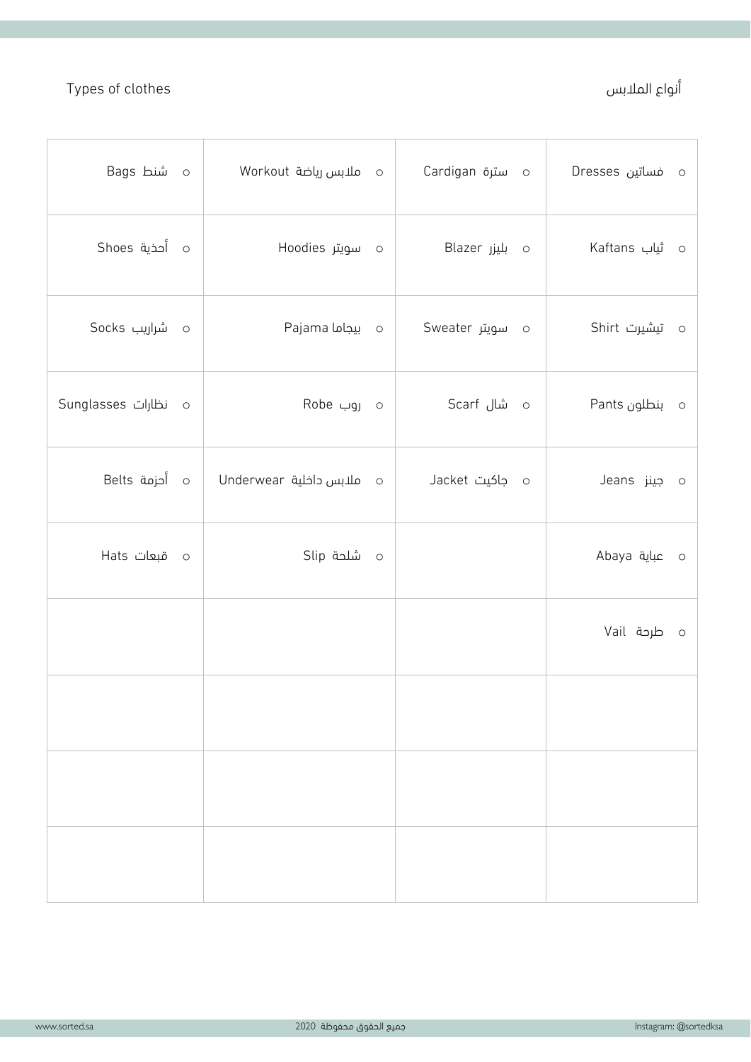Types of clothes

أنواع الملابس

| | | | |
|---|---|---|---|
| o فساتين Dresses | o سترة Cardigan | o ملابس رياضة Workout | o شنط Bags |
| o ثياب Kaftans | o بليزر Blazer | o سويتر Hoodies | o أحذية Shoes |
| o تيشيرت Shirt | o سويتر Sweater | o بيجاما Pajama | o شراريب Socks |
| o بنطلون Pants | o شال Scarf | o روب Robe | o نظارات Sunglasses |
| o جينز Jeans | o جاكيت Jacket | o ملابس داخلية Underwear | o أحزمة Belts |
| o عباية Abaya | | o شلحة Slip | o قبعات Hats |
| o طرحة Vail | | | |
| | | | |
| | | | |
| | | | |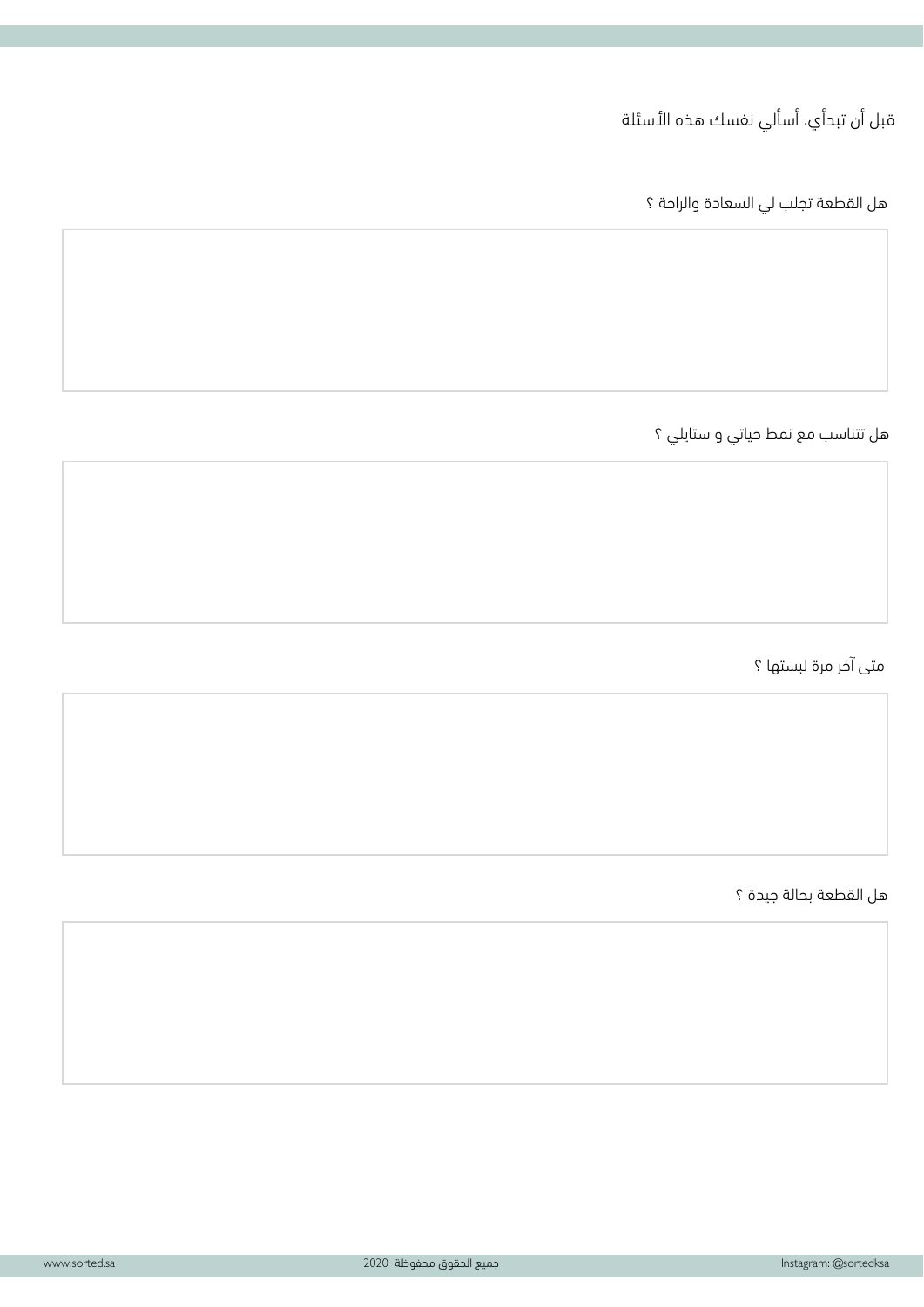قبل أن تبدأي، أسألي نفسك هذه الأسئلة

هل القطعة تجلب لي السعادة والراحة ؟

هل تتناسب مع نمط حياتي و ستايلي ؟

متى آخر مرة لبستها ؟

هل القطعة بحالة جيدة ؟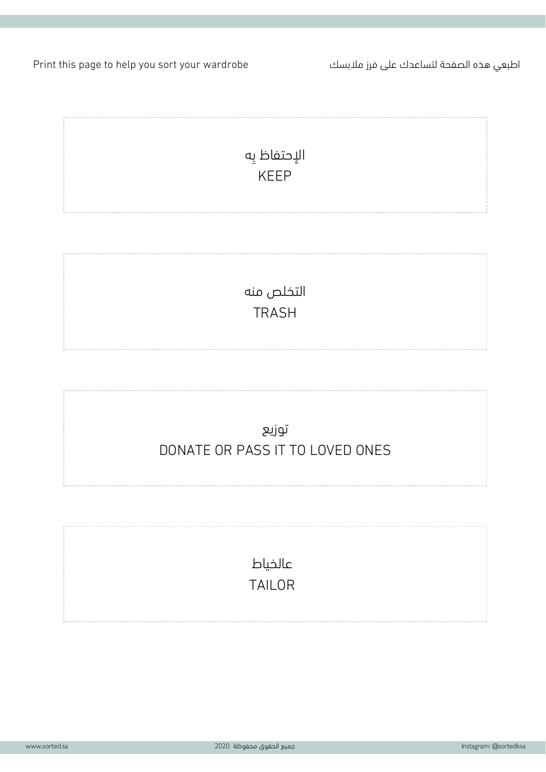Print this page to help you sort your wardrobe

اطبعي هذه الصفحة لتساعدك على فرز ملابسك

الإحتفاظ بِه
KEEP

التخلص منه
TRASH

توزيع
DONATE OR PASS IT TO LOVED ONES

عالخياط
TAILOR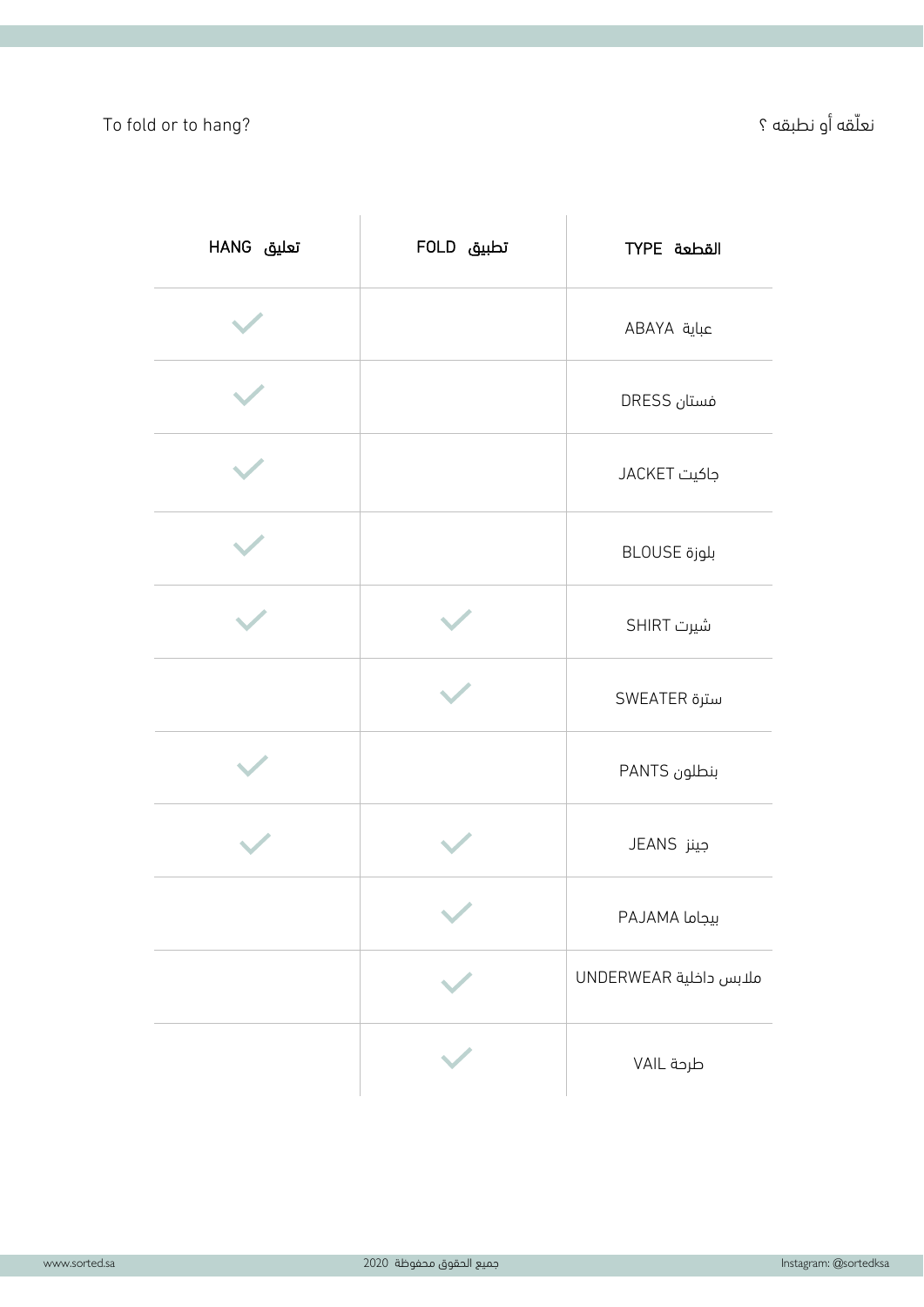To fold or to hang?

نعلّقه أو نطبقه ؟

| HANG تعليق | FOLD تطبيق | TYPE القطعة |
|---|---|---|
| ✓ | | ABAYA عباية |
| ✓ | | DRESS فستان |
| ✓ | | JACKET جاكيت |
| ✓ | | BLOUSE بلوزة |
| ✓ | ✓ | SHIRT شيرت |
| | ✓ | SWEATER سترة |
| ✓ | | PANTS بنطلون |
| ✓ | ✓ | JEANS جينز |
| | ✓ | PAJAMA بيجاما |
| | ✓ | UNDERWEAR ملابس داخلية |
| | ✓ | VAIL طرحة |